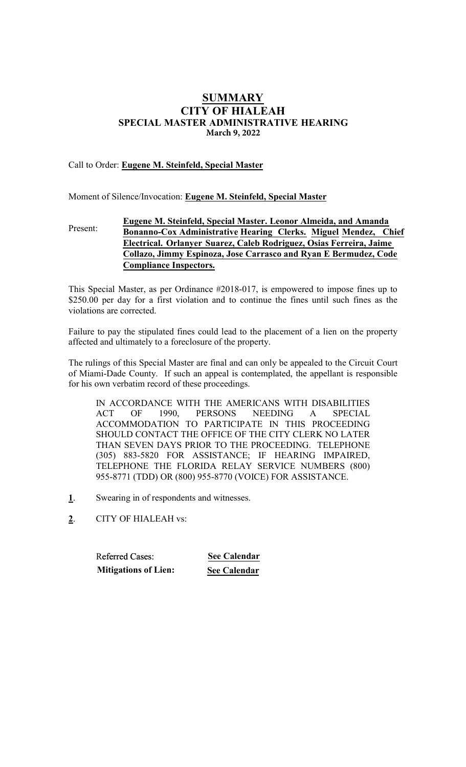# SUMMARY
# CITY OF HIALEAH
## SPECIAL MASTER ADMINISTRATIVE HEARING
### March 9, 2022

Call to Order: **Eugene M. Steinfeld, Special Master**

Moment of Silence/Invocation: **Eugene M. Steinfeld, Special Master**

Present: **Eugene M. Steinfeld, Special Master. Leonor Almeida, and Amanda Bonanno-Cox Administrative Hearing Clerks. Miguel Mendez, Chief Electrical. Orlanyer Suarez, Caleb Rodriguez, Osias Ferreira, Jaime Collazo, Jimmy Espinoza, Jose Carrasco and Ryan E Bermudez, Code Compliance Inspectors.**

This Special Master, as per Ordinance #2018-017, is empowered to impose fines up to $250.00 per day for a first violation and to continue the fines until such fines as the violations are corrected.

Failure to pay the stipulated fines could lead to the placement of a lien on the property affected and ultimately to a foreclosure of the property.

The rulings of this Special Master are final and can only be appealed to the Circuit Court of Miami-Dade County. If such an appeal is contemplated, the appellant is responsible for his own verbatim record of these proceedings.

> IN ACCORDANCE WITH THE AMERICANS WITH DISABILITIES ACT OF 1990, PERSONS NEEDING A SPECIAL ACCOMMODATION TO PARTICIPATE IN THIS PROCEEDING SHOULD CONTACT THE OFFICE OF THE CITY CLERK NO LATER THAN SEVEN DAYS PRIOR TO THE PROCEEDING. TELEPHONE (305) 883-5820 FOR ASSISTANCE; IF HEARING IMPAIRED, TELEPHONE THE FLORIDA RELAY SERVICE NUMBERS (800) 955-8771 (TDD) OR (800) 955-8770 (VOICE) FOR ASSISTANCE.

**1**. Swearing in of respondents and witnesses.

**2**. CITY OF HIALEAH vs:

| | |
|---|---|
| Referred Cases: | **See Calendar** |
| **Mitigations of Lien:** | **See Calendar** |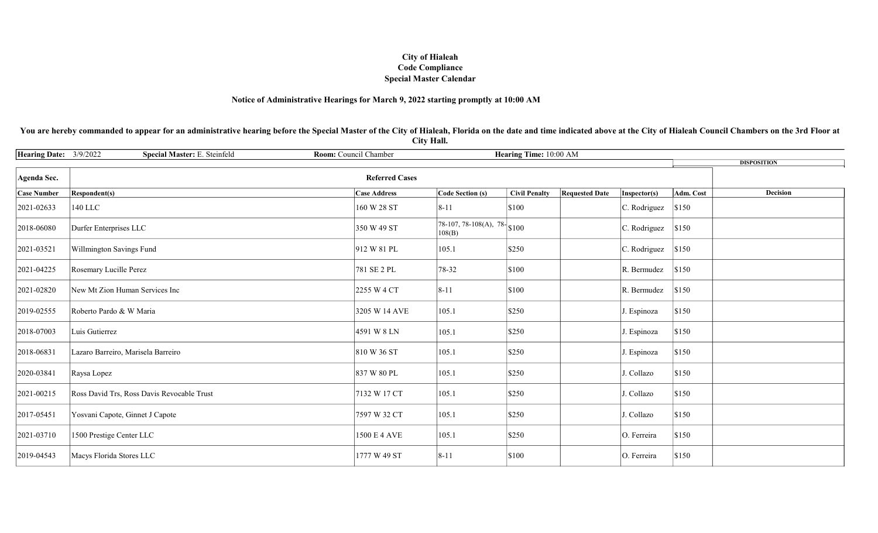**City of Hialeah**
**Code Compliance**
**Special Master Calendar**

**Notice of Administrative Hearings for March 9, 2022 starting promptly at 10:00 AM**

**You are hereby commanded to appear for an administrative hearing before the Special Master of the City of Hialeah, Florida on the date and time indicated above at the City of Hialeah Council Chambers on the 3rd Floor at City Hall.**

**Hearing Date:** 3/9/2022 **Special Master:** E. Steinfeld **Room:** Council Chamber **Hearing Time:** 10:00 AM

| Agenda Sec. | Referred Cases | | | | | | | DISPOSITION |
|---|---|---|---|---|---|---|---|---|
| **Case Number** | **Respondent(s)** | **Case Address** | **Code Section (s)** | **Civil Penalty** | **Requested Date** | **Inspector(s)** | **Adm. Cost** | **Decision** |
| 2021-02633 | 140 LLC | 160 W 28 ST | 8-11 | $100 | | C. Rodriguez | $150 | |
| 2018-06080 | Durfer Enterprises LLC | 350 W 49 ST | 78-107, 78-108(A), 78-108(B) | $100 | | C. Rodriguez | $150 | |
| 2021-03521 | Willmington Savings Fund | 912 W 81 PL | 105.1 | $250 | | C. Rodriguez | $150 | |
| 2021-04225 | Rosemary Lucille Perez | 781 SE 2 PL | 78-32 | $100 | | R. Bermudez | $150 | |
| 2021-02820 | New Mt Zion Human Services Inc | 2255 W 4 CT | 8-11 | $100 | | R. Bermudez | $150 | |
| 2019-02555 | Roberto Pardo & W Maria | 3205 W 14 AVE | 105.1 | $250 | | J. Espinoza | $150 | |
| 2018-07003 | Luis Gutierrez | 4591 W 8 LN | 105.1 | $250 | | J. Espinoza | $150 | |
| 2018-06831 | Lazaro Barreiro, Marisela Barreiro | 810 W 36 ST | 105.1 | $250 | | J. Espinoza | $150 | |
| 2020-03841 | Raysa Lopez | 837 W 80 PL | 105.1 | $250 | | J. Collazo | $150 | |
| 2021-00215 | Ross David Trs, Ross Davis Revocable Trust | 7132 W 17 CT | 105.1 | $250 | | J. Collazo | $150 | |
| 2017-05451 | Yosvani Capote, Ginnet J Capote | 7597 W 32 CT | 105.1 | $250 | | J. Collazo | $150 | |
| 2021-03710 | 1500 Prestige Center LLC | 1500 E 4 AVE | 105.1 | $250 | | O. Ferreira | $150 | |
| 2019-04543 | Macys Florida Stores LLC | 1777 W 49 ST | 8-11 | $100 | | O. Ferreira | $150 | |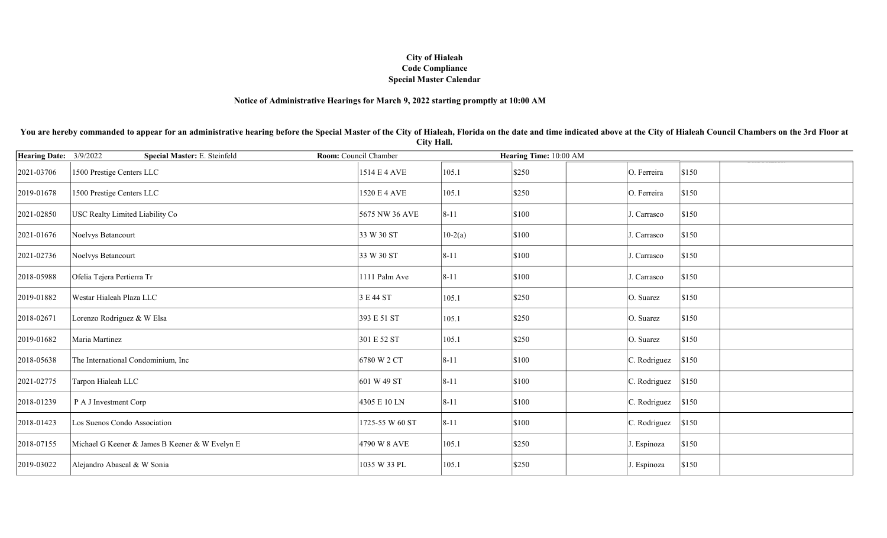**City of Hialeah**
**Code Compliance**
**Special Master Calendar**

**Notice of Administrative Hearings for March 9, 2022 starting promptly at 10:00 AM**

**You are hereby commanded to appear for an administrative hearing before the Special Master of the City of Hialeah, Florida on the date and time indicated above at the City of Hialeah Council Chambers on the 3rd Floor at City Hall.**

| **Hearing Date:** 3/9/2022 | **Special Master:** E. Steinfeld | **Room:** Council Chamber | | **Hearing Time:** 10:00 AM | | | | |
|---|---|---|---|---|---|---|---|---|
| 2021-03706 | 1500 Prestige Centers LLC | 1514 E 4 AVE | 105.1 | $250 | | O. Ferreira | $150 | |
| 2019-01678 | 1500 Prestige Centers LLC | 1520 E 4 AVE | 105.1 | $250 | | O. Ferreira | $150 | |
| 2021-02850 | USC Realty Limited Liability Co | 5675 NW 36 AVE | 8-11 | $100 | | J. Carrasco | $150 | |
| 2021-01676 | Noelvys Betancourt | 33 W 30 ST | 10-2(a) | $100 | | J. Carrasco | $150 | |
| 2021-02736 | Noelvys Betancourt | 33 W 30 ST | 8-11 | $100 | | J. Carrasco | $150 | |
| 2018-05988 | Ofelia Tejera Pertierra Tr | 1111 Palm Ave | 8-11 | $100 | | J. Carrasco | $150 | |
| 2019-01882 | Westar Hialeah Plaza LLC | 3 E 44 ST | 105.1 | $250 | | O. Suarez | $150 | |
| 2018-02671 | Lorenzo Rodriguez & W Elsa | 393 E 51 ST | 105.1 | $250 | | O. Suarez | $150 | |
| 2019-01682 | Maria Martinez | 301 E 52 ST | 105.1 | $250 | | O. Suarez | $150 | |
| 2018-05638 | The International Condominium, Inc | 6780 W 2 CT | 8-11 | $100 | | C. Rodriguez | $150 | |
| 2021-02775 | Tarpon Hialeah LLC | 601 W 49 ST | 8-11 | $100 | | C. Rodriguez | $150 | |
| 2018-01239 | P A J Investment Corp | 4305 E 10 LN | 8-11 | $100 | | C. Rodriguez | $150 | |
| 2018-01423 | Los Suenos Condo Association | 1725-55 W 60 ST | 8-11 | $100 | | C. Rodriguez | $150 | |
| 2018-07155 | Michael G Keener & James B Keener & W Evelyn E | 4790 W 8 AVE | 105.1 | $250 | | J. Espinoza | $150 | |
| 2019-03022 | Alejandro Abascal & W Sonia | 1035 W 33 PL | 105.1 | $250 | | J. Espinoza | $150 | |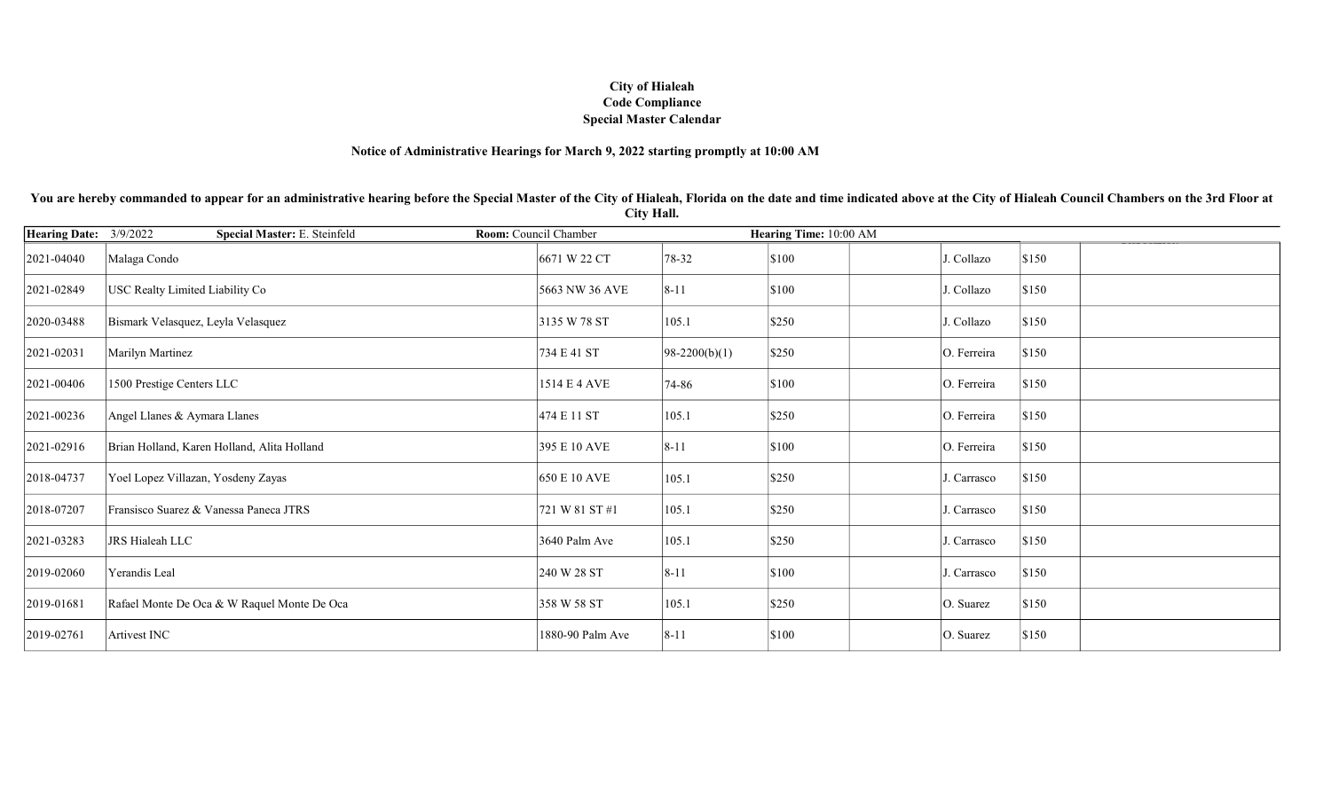**City of Hialeah**
**Code Compliance**
**Special Master Calendar**

**Notice of Administrative Hearings for March 9, 2022 starting promptly at 10:00 AM**

**You are hereby commanded to appear for an administrative hearing before the Special Master of the City of Hialeah, Florida on the date and time indicated above at the City of Hialeah Council Chambers on the 3rd Floor at City Hall.**

**Hearing Date:** 3/9/2022 **Special Master:** E. Steinfeld **Room:** Council Chamber **Hearing Time:** 10:00 AM

| | | | | | | | | |
|---|---|---|---|---|---|---|---|---|
| 2021-04040 | Malaga Condo | 6671 W 22 CT | 78-32 | $100 | | J. Collazo | $150 | |
| 2021-02849 | USC Realty Limited Liability Co | 5663 NW 36 AVE | 8-11 | $100 | | J. Collazo | $150 | |
| 2020-03488 | Bismark Velasquez, Leyla Velasquez | 3135 W 78 ST | 105.1 | $250 | | J. Collazo | $150 | |
| 2021-02031 | Marilyn Martinez | 734 E 41 ST | 98-2200(b)(1) | $250 | | O. Ferreira | $150 | |
| 2021-00406 | 1500 Prestige Centers LLC | 1514 E 4 AVE | 74-86 | $100 | | O. Ferreira | $150 | |
| 2021-00236 | Angel Llanes & Aymara Llanes | 474 E 11 ST | 105.1 | $250 | | O. Ferreira | $150 | |
| 2021-02916 | Brian Holland, Karen Holland, Alita Holland | 395 E 10 AVE | 8-11 | $100 | | O. Ferreira | $150 | |
| 2018-04737 | Yoel Lopez Villazan, Yosdeny Zayas | 650 E 10 AVE | 105.1 | $250 | | J. Carrasco | $150 | |
| 2018-07207 | Fransisco Suarez & Vanessa Paneca JTRS | 721 W 81 ST #1 | 105.1 | $250 | | J. Carrasco | $150 | |
| 2021-03283 | JRS Hialeah LLC | 3640 Palm Ave | 105.1 | $250 | | J. Carrasco | $150 | |
| 2019-02060 | Yerandis Leal | 240 W 28 ST | 8-11 | $100 | | J. Carrasco | $150 | |
| 2019-01681 | Rafael Monte De Oca & W Raquel Monte De Oca | 358 W 58 ST | 105.1 | $250 | | O. Suarez | $150 | |
| 2019-02761 | Artivest INC | 1880-90 Palm Ave | 8-11 | $100 | | O. Suarez | $150 | |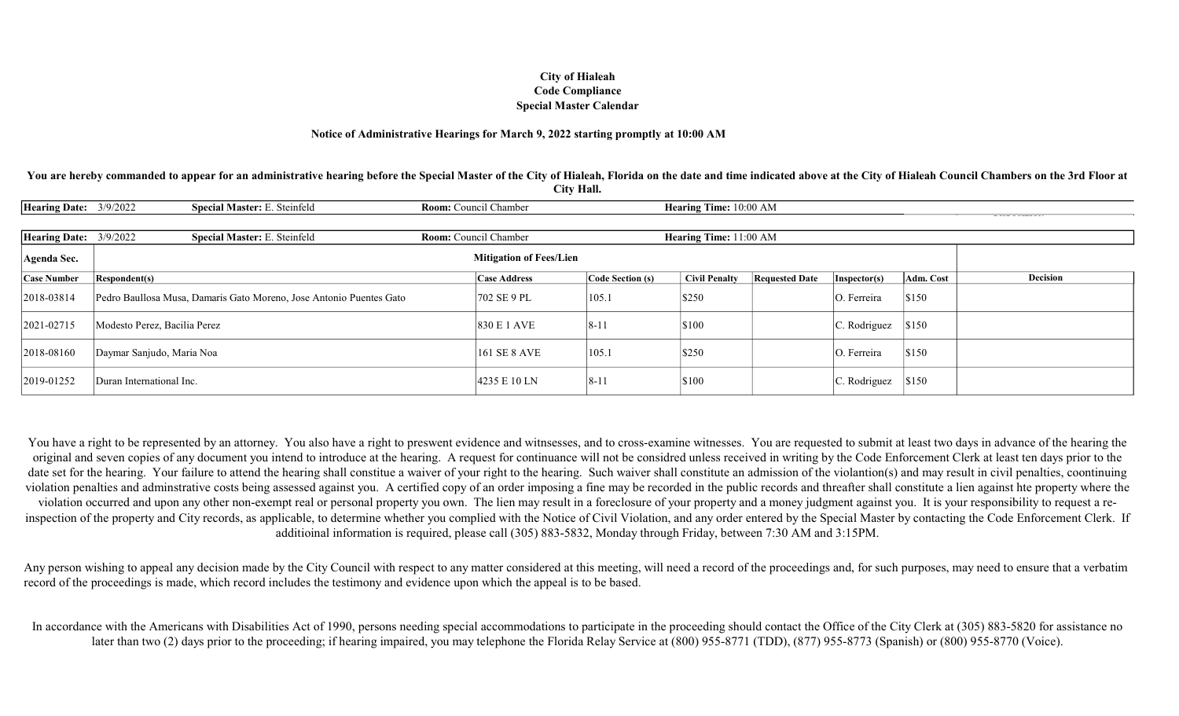**City of Hialeah**
**Code Compliance**
**Special Master Calendar**

**Notice of Administrative Hearings for March 9, 2022 starting promptly at 10:00 AM**

**You are hereby commanded to appear for an administrative hearing before the Special Master of the City of Hialeah, Florida on the date and time indicated above at the City of Hialeah Council Chambers on the 3rd Floor at City Hall.**

| | | | |
|---|---|---|---|
| **Hearing Date:** 3/9/2022 | **Special Master:** E. Steinfeld | **Room:** Council Chamber | **Hearing Time:** 10:00 AM |

| | | | |
|---|---|---|---|
| **Hearing Date:** 3/9/2022 | **Special Master:** E. Steinfeld | **Room:** Council Chamber | **Hearing Time:** 11:00 AM |

**Agenda Sec.** Mitigation of Fees/Lien

| Case Number | Respondent(s) | Case Address | Code Section (s) | Civil Penalty | Requested Date | Inspector(s) | Adm. Cost | Decision |
|---|---|---|---|---|---|---|---|---|
| 2018-03814 | Pedro Baullosa Musa, Damaris Gato Moreno, Jose Antonio Puentes Gato | 702 SE 9 PL | 105.1 | $250 | | O. Ferreira | $150 | |
| 2021-02715 | Modesto Perez, Bacilia Perez | 830 E 1 AVE | 8-11 | $100 | | C. Rodriguez | $150 | |
| 2018-08160 | Daymar Sanjudo, Maria Noa | 161 SE 8 AVE | 105.1 | $250 | | O. Ferreira | $150 | |
| 2019-01252 | Duran International Inc. | 4235 E 10 LN | 8-11 | $100 | | C. Rodriguez | $150 | |

You have a right to be represented by an attorney. You also have a right to preswent evidence and witnsesses, and to cross-examine witnesses. You are requested to submit at least two days in advance of the hearing the original and seven copies of any document you intend to introduce at the hearing. A request for continuance will not be considred unless received in writing by the Code Enforcement Clerk at least ten days prior to the date set for the hearing. Your failure to attend the hearing shall constitue a waiver of your right to the hearing. Such waiver shall constitute an admission of the violantion(s) and may result in civil penalties, coontinuing violation penalties and adminstrative costs being assessed against you. A certified copy of an order imposing a fine may be recorded in the public records and threafter shall constitute a lien against hte property where the violation occurred and upon any other non-exempt real or personal property you own. The lien may result in a foreclosure of your property and a money judgment against you. It is your responsibility to request a re-inspection of the property and City records, as applicable, to determine whether you complied with the Notice of Civil Violation, and any order entered by the Special Master by contacting the Code Enforcement Clerk. If addítioinal information is required, please call (305) 883-5832, Monday through Friday, between 7:30 AM and 3:15PM.

Any person wishing to appeal any decision made by the City Council with respect to any matter considered at this meeting, will need a record of the proceedings and, for such purposes, may need to ensure that a verbatim record of the proceedings is made, which record includes the testimony and evidence upon which the appeal is to be based.

In accordance with the Americans with Disabilities Act of 1990, persons needing special accommodations to participate in the proceeding should contact the Office of the City Clerk at (305) 883-5820 for assistance no later than two (2) days prior to the proceeding; if hearing impaired, you may telephone the Florida Relay Service at (800) 955-8771 (TDD), (877) 955-8773 (Spanish) or (800) 955-8770 (Voice).